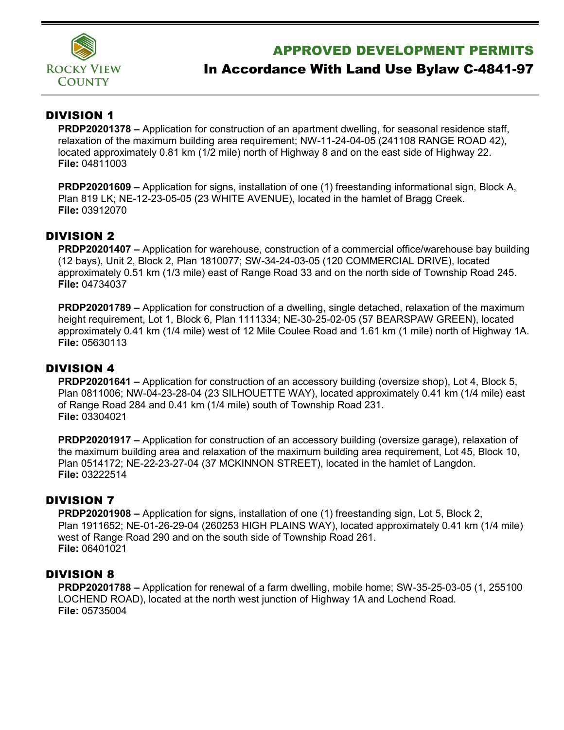Rocky View County

# APPROVED DEVELOPMENT PERMITS

## In Accordance With Land Use Bylaw C-4841-97

## DIVISION 1

**PRDP20201378 –** Application for construction of an apartment dwelling, for seasonal residence staff, relaxation of the maximum building area requirement; NW-11-24-04-05 (241108 RANGE ROAD 42), located approximately 0.81 km (1/2 mile) north of Highway 8 and on the east side of Highway 22.
**File:** 04811003

**PRDP20201609 –** Application for signs, installation of one (1) freestanding informational sign, Block A, Plan 819 LK; NE-12-23-05-05 (23 WHITE AVENUE), located in the hamlet of Bragg Creek.
**File:** 03912070

## DIVISION 2

**PRDP20201407 –** Application for warehouse, construction of a commercial office/warehouse bay building (12 bays), Unit 2, Block 2, Plan 1810077; SW-34-24-03-05 (120 COMMERCIAL DRIVE), located approximately 0.51 km (1/3 mile) east of Range Road 33 and on the north side of Township Road 245.
**File:** 04734037

**PRDP20201789 –** Application for construction of a dwelling, single detached, relaxation of the maximum height requirement, Lot 1, Block 6, Plan 1111334; NE-30-25-02-05 (57 BEARSPAW GREEN), located approximately 0.41 km (1/4 mile) west of 12 Mile Coulee Road and 1.61 km (1 mile) north of Highway 1A.
**File:** 05630113

## DIVISION 4

**PRDP20201641 –** Application for construction of an accessory building (oversize shop), Lot 4, Block 5, Plan 0811006; NW-04-23-28-04 (23 SILHOUETTE WAY), located approximately 0.41 km (1/4 mile) east of Range Road 284 and 0.41 km (1/4 mile) south of Township Road 231.
**File:** 03304021

**PRDP20201917 –** Application for construction of an accessory building (oversize garage), relaxation of the maximum building area and relaxation of the maximum building area requirement, Lot 45, Block 10, Plan 0514172; NE-22-23-27-04 (37 MCKINNON STREET), located in the hamlet of Langdon.
**File:** 03222514

## DIVISION 7

**PRDP20201908 –** Application for signs, installation of one (1) freestanding sign, Lot 5, Block 2, Plan 1911652; NE-01-26-29-04 (260253 HIGH PLAINS WAY), located approximately 0.41 km (1/4 mile) west of Range Road 290 and on the south side of Township Road 261.
**File:** 06401021

## DIVISION 8

**PRDP20201788 –** Application for renewal of a farm dwelling, mobile home; SW-35-25-03-05 (1, 255100 LOCHEND ROAD), located at the north west junction of Highway 1A and Lochend Road.
**File:** 05735004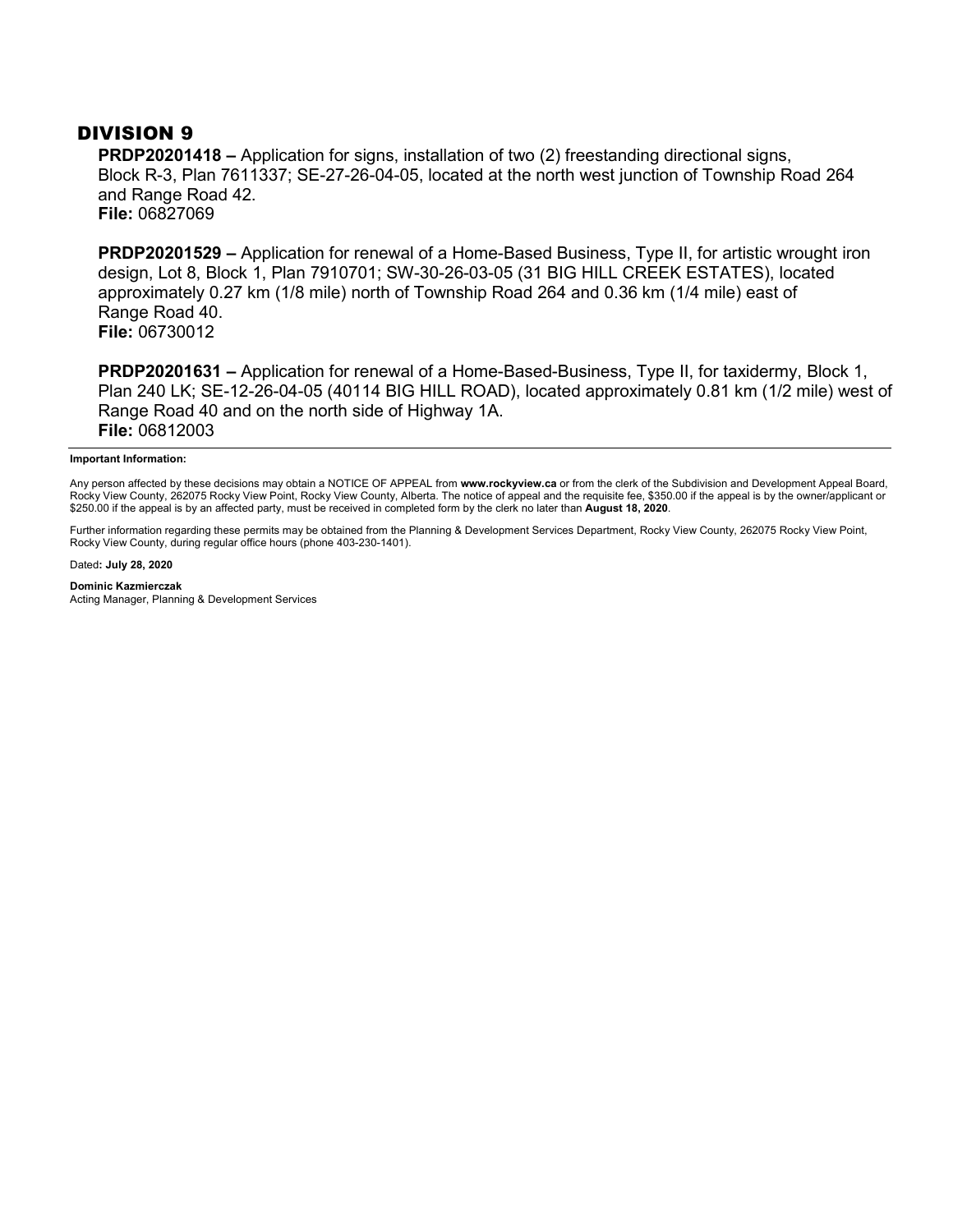## DIVISION 9

**PRDP20201418 –** Application for signs, installation of two (2) freestanding directional signs, Block R-3, Plan 7611337; SE-27-26-04-05, located at the north west junction of Township Road 264 and Range Road 42.
**File:** 06827069

**PRDP20201529 –** Application for renewal of a Home-Based Business, Type II, for artistic wrought iron design, Lot 8, Block 1, Plan 7910701; SW-30-26-03-05 (31 BIG HILL CREEK ESTATES), located approximately 0.27 km (1/8 mile) north of Township Road 264 and 0.36 km (1/4 mile) east of Range Road 40.
**File:** 06730012

**PRDP20201631 –** Application for renewal of a Home-Based-Business, Type II, for taxidermy, Block 1, Plan 240 LK; SE-12-26-04-05 (40114 BIG HILL ROAD), located approximately 0.81 km (1/2 mile) west of Range Road 40 and on the north side of Highway 1A.
**File:** 06812003

---

**Important Information:**

Any person affected by these decisions may obtain a NOTICE OF APPEAL from **www.rockyview.ca** or from the clerk of the Subdivision and Development Appeal Board, Rocky View County, 262075 Rocky View Point, Rocky View County, Alberta. The notice of appeal and the requisite fee, $350.00 if the appeal is by the owner/applicant or $250.00 if the appeal is by an affected party, must be received in completed form by the clerk no later than **August 18, 2020**.

Further information regarding these permits may be obtained from the Planning & Development Services Department, Rocky View County, 262075 Rocky View Point, Rocky View County, during regular office hours (phone 403-230-1401).

Dated**: July 28, 2020**

**Dominic Kazmierczak**
Acting Manager, Planning & Development Services